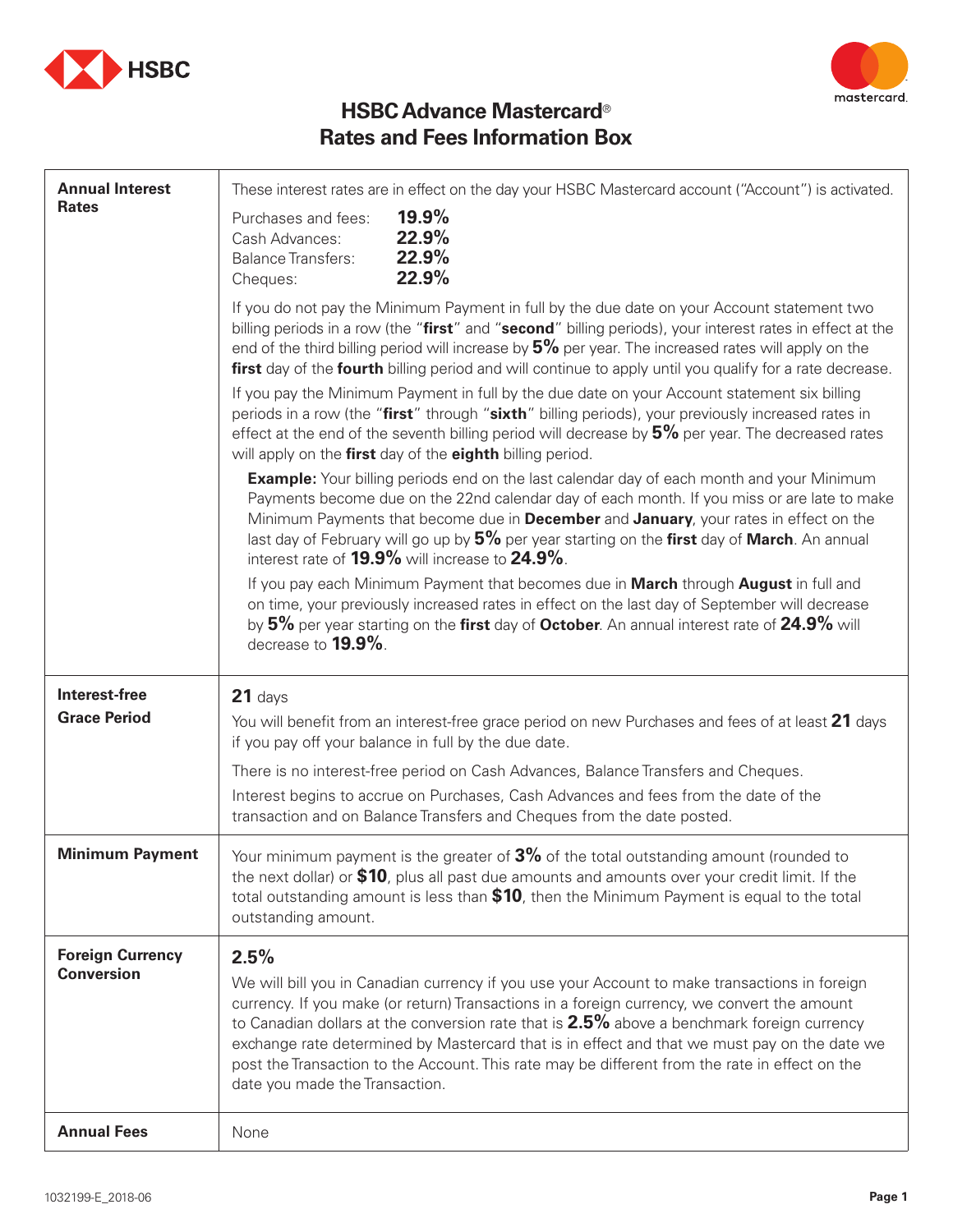# HSBC Advance Mastercard®
## Rates and Fees Information Box

| | |
|---|---|
| **Annual Interest Rates** | These interest rates are in effect on the day your HSBC Mastercard account ("Account") is activated.<br><br>Purchases and fees: **19.9%**<br>Cash Advances: **22.9%**<br>Balance Transfers: **22.9%**<br>Cheques: **22.9%**<br><br>If you do not pay the Minimum Payment in full by the due date on your Account statement two billing periods in a row (the "**first**" and "**second**" billing periods), your interest rates in effect at the end of the third billing period will increase by **5%** per year. The increased rates will apply on the **first** day of the **fourth** billing period and will continue to apply until you qualify for a rate decrease.<br><br>If you pay the Minimum Payment in full by the due date on your Account statement six billing periods in a row (the "**first**" through "**sixth**" billing periods), your previously increased rates in effect at the end of the seventh billing period will decrease by **5%** per year. The decreased rates will apply on the **first** day of the **eighth** billing period.<br><br>**Example:** Your billing periods end on the last calendar day of each month and your Minimum Payments become due on the 22nd calendar day of each month. If you miss or are late to make Minimum Payments that become due in **December** and **January**, your rates in effect on the last day of February will go up by **5%** per year starting on the **first** day of **March**. An annual interest rate of **19.9%** will increase to **24.9%**.<br><br>If you pay each Minimum Payment that becomes due in **March** through **August** in full and on time, your previously increased rates in effect on the last day of September will decrease by **5%** per year starting on the **first** day of **October**. An annual interest rate of **24.9%** will decrease to **19.9%**. |
| **Interest-free Grace Period** | **21** days<br><br>You will benefit from an interest-free grace period on new Purchases and fees of at least **21** days if you pay off your balance in full by the due date.<br><br>There is no interest-free period on Cash Advances, Balance Transfers and Cheques.<br><br>Interest begins to accrue on Purchases, Cash Advances and fees from the date of the transaction and on Balance Transfers and Cheques from the date posted. |
| **Minimum Payment** | Your minimum payment is the greater of **3%** of the total outstanding amount (rounded to the next dollar) or **$10**, plus all past due amounts and amounts over your credit limit. If the total outstanding amount is less than **$10**, then the Minimum Payment is equal to the total outstanding amount. |
| **Foreign Currency Conversion** | **2.5%**<br><br>We will bill you in Canadian currency if you use your Account to make transactions in foreign currency. If you make (or return) Transactions in a foreign currency, we convert the amount to Canadian dollars at the conversion rate that is **2.5%** above a benchmark foreign currency exchange rate determined by Mastercard that is in effect and that we must pay on the date we post the Transaction to the Account. This rate may be different from the rate in effect on the date you made the Transaction. |
| **Annual Fees** | None |

1032199-E_2018-06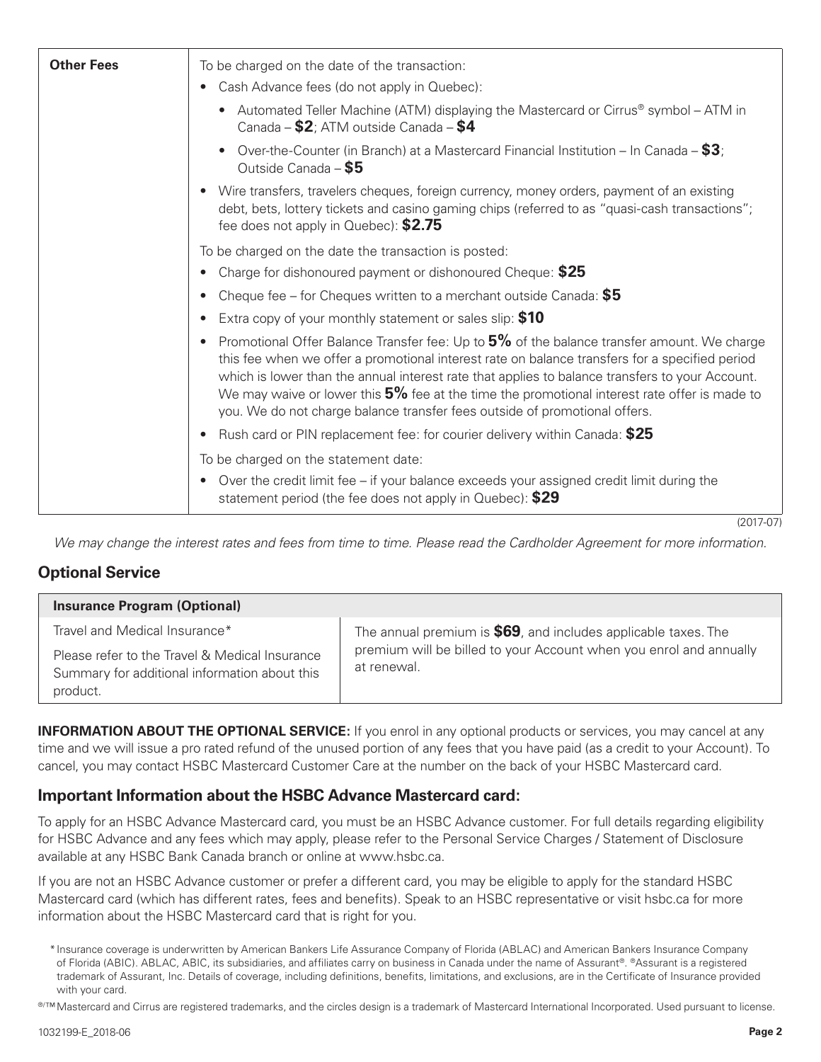| | |
|---|---|
| **Other Fees** | To be charged on the date of the transaction:<br>• Cash Advance fees (do not apply in Quebec):<br>  • Automated Teller Machine (ATM) displaying the Mastercard or Cirrus® symbol – ATM in Canada – **$2**; ATM outside Canada – **$4**<br>  • Over-the-Counter (in Branch) at a Mastercard Financial Institution – In Canada – **$3**; Outside Canada – **$5**<br>• Wire transfers, travelers cheques, foreign currency, money orders, payment of an existing debt, bets, lottery tickets and casino gaming chips (referred to as "quasi-cash transactions"; fee does not apply in Quebec): **$2.75**<br><br>To be charged on the date the transaction is posted:<br>• Charge for dishonoured payment or dishonoured Cheque: **$25**<br>• Cheque fee – for Cheques written to a merchant outside Canada: **$5**<br>• Extra copy of your monthly statement or sales slip: **$10**<br>• Promotional Offer Balance Transfer fee: Up to **5%** of the balance transfer amount. We charge this fee when we offer a promotional interest rate on balance transfers for a specified period which is lower than the annual interest rate that applies to balance transfers to your Account. We may waive or lower this **5%** fee at the time the promotional interest rate offer is made to you. We do not charge balance transfer fees outside of promotional offers.<br>• Rush card or PIN replacement fee: for courier delivery within Canada: **$25**<br><br>To be charged on the statement date:<br>• Over the credit limit fee – if your balance exceeds your assigned credit limit during the statement period (the fee does not apply in Quebec): **$29** |

(2017-07)

*We may change the interest rates and fees from time to time. Please read the Cardholder Agreement for more information.*

## Optional Service

| **Insurance Program (Optional)** | |
|---|---|
| Travel and Medical Insurance*<br><br>Please refer to the Travel & Medical Insurance Summary for additional information about this product. | The annual premium is **$69**, and includes applicable taxes. The premium will be billed to your Account when you enrol and annually at renewal. |

**INFORMATION ABOUT THE OPTIONAL SERVICE:** If you enrol in any optional products or services, you may cancel at any time and we will issue a pro rated refund of the unused portion of any fees that you have paid (as a credit to your Account). To cancel, you may contact HSBC Mastercard Customer Care at the number on the back of your HSBC Mastercard card.

## Important Information about the HSBC Advance Mastercard card:

To apply for an HSBC Advance Mastercard card, you must be an HSBC Advance customer. For full details regarding eligibility for HSBC Advance and any fees which may apply, please refer to the Personal Service Charges / Statement of Disclosure available at any HSBC Bank Canada branch or online at www.hsbc.ca.

If you are not an HSBC Advance customer or prefer a different card, you may be eligible to apply for the standard HSBC Mastercard card (which has different rates, fees and benefits). Speak to an HSBC representative or visit hsbc.ca for more information about the HSBC Mastercard card that is right for you.

* Insurance coverage is underwritten by American Bankers Life Assurance Company of Florida (ABLAC) and American Bankers Insurance Company of Florida (ABIC). ABLAC, ABIC, its subsidiaries, and affiliates carry on business in Canada under the name of Assurant®. ®Assurant is a registered trademark of Assurant, Inc. Details of coverage, including definitions, benefits, limitations, and exclusions, are in the Certificate of Insurance provided with your card.

®/™ Mastercard and Cirrus are registered trademarks, and the circles design is a trademark of Mastercard International Incorporated. Used pursuant to license.

1032199-E_2018-06